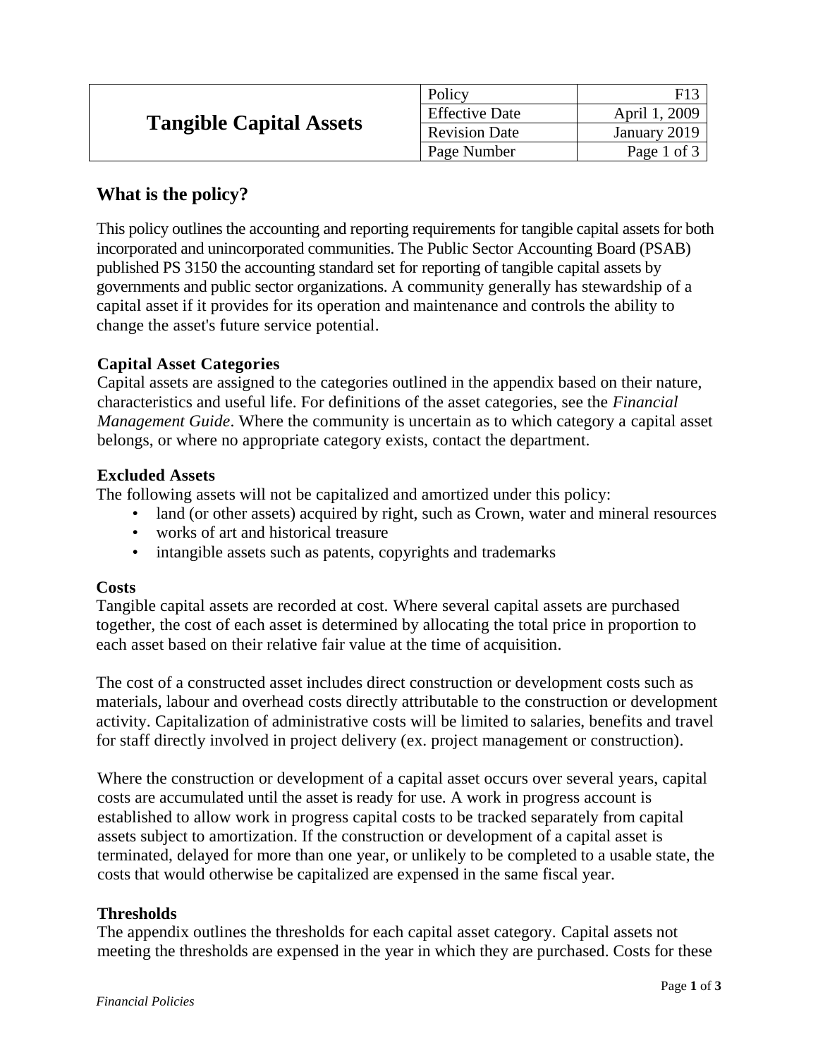| **Tangible Capital Assets** | Policy | F13 |
|---|---|---|
| | Effective Date | April 1, 2009 |
| | Revision Date | January 2019 |
| | Page Number | Page 1 of 3 |

## What is the policy?

This policy outlines the accounting and reporting requirements for tangible capital assets for both incorporated and unincorporated communities. The Public Sector Accounting Board (PSAB) published PS 3150 the accounting standard set for reporting of tangible capital assets by governments and public sector organizations. A community generally has stewardship of a capital asset if it provides for its operation and maintenance and controls the ability to change the asset's future service potential.

### Capital Asset Categories

Capital assets are assigned to the categories outlined in the appendix based on their nature, characteristics and useful life. For definitions of the asset categories, see the *Financial Management Guide*. Where the community is uncertain as to which category a capital asset belongs, or where no appropriate category exists, contact the department.

### Excluded Assets

The following assets will not be capitalized and amortized under this policy:

- land (or other assets) acquired by right, such as Crown, water and mineral resources
- works of art and historical treasure
- intangible assets such as patents, copyrights and trademarks

### Costs

Tangible capital assets are recorded at cost. Where several capital assets are purchased together, the cost of each asset is determined by allocating the total price in proportion to each asset based on their relative fair value at the time of acquisition.

The cost of a constructed asset includes direct construction or development costs such as materials, labour and overhead costs directly attributable to the construction or development activity. Capitalization of administrative costs will be limited to salaries, benefits and travel for staff directly involved in project delivery (ex. project management or construction).

Where the construction or development of a capital asset occurs over several years, capital costs are accumulated until the asset is ready for use. A work in progress account is established to allow work in progress capital costs to be tracked separately from capital assets subject to amortization. If the construction or development of a capital asset is terminated, delayed for more than one year, or unlikely to be completed to a usable state, the costs that would otherwise be capitalized are expensed in the same fiscal year.

### Thresholds

The appendix outlines the thresholds for each capital asset category. Capital assets not meeting the thresholds are expensed in the year in which they are purchased. Costs for these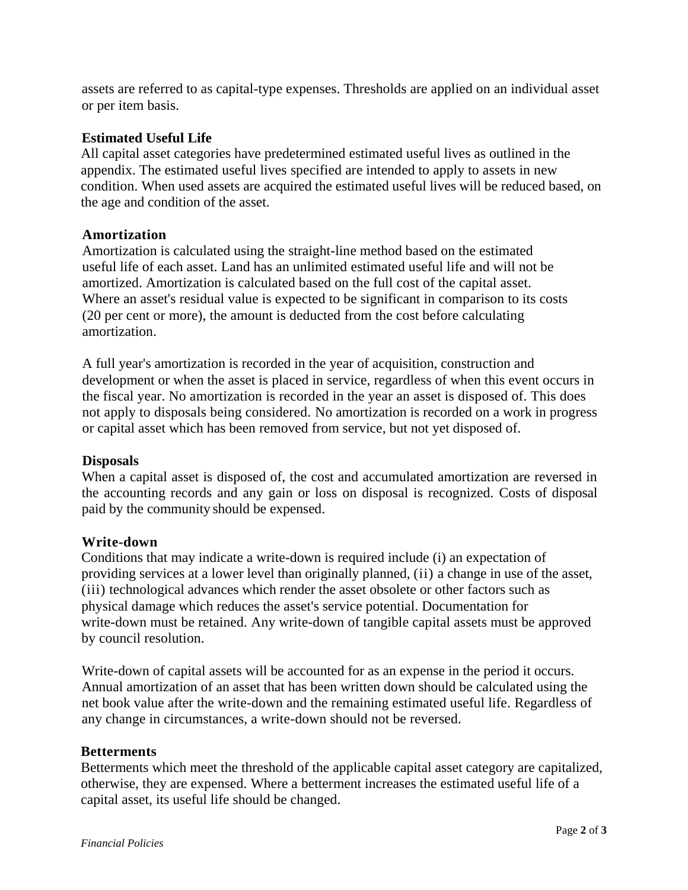assets are referred to as capital-type expenses. Thresholds are applied on an individual asset or per item basis.

**Estimated Useful Life**

All capital asset categories have predetermined estimated useful lives as outlined in the appendix. The estimated useful lives specified are intended to apply to assets in new condition. When used assets are acquired the estimated useful lives will be reduced based, on the age and condition of the asset.

**Amortization**

Amortization is calculated using the straight-line method based on the estimated useful life of each asset. Land has an unlimited estimated useful life and will not be amortized. Amortization is calculated based on the full cost of the capital asset. Where an asset's residual value is expected to be significant in comparison to its costs (20 per cent or more), the amount is deducted from the cost before calculating amortization.

A full year's amortization is recorded in the year of acquisition, construction and development or when the asset is placed in service, regardless of when this event occurs in the fiscal year. No amortization is recorded in the year an asset is disposed of. This does not apply to disposals being considered. No amortization is recorded on a work in progress or capital asset which has been removed from service, but not yet disposed of.

**Disposals**

When a capital asset is disposed of, the cost and accumulated amortization are reversed in the accounting records and any gain or loss on disposal is recognized. Costs of disposal paid by the community should be expensed.

**Write-down**

Conditions that may indicate a write-down is required include (i) an expectation of providing services at a lower level than originally planned, (ii) a change in use of the asset, (iii) technological advances which render the asset obsolete or other factors such as physical damage which reduces the asset's service potential. Documentation for write-down must be retained. Any write-down of tangible capital assets must be approved by council resolution.

Write-down of capital assets will be accounted for as an expense in the period it occurs. Annual amortization of an asset that has been written down should be calculated using the net book value after the write-down and the remaining estimated useful life. Regardless of any change in circumstances, a write-down should not be reversed.

**Betterments**

Betterments which meet the threshold of the applicable capital asset category are capitalized, otherwise, they are expensed. Where a betterment increases the estimated useful life of a capital asset, its useful life should be changed.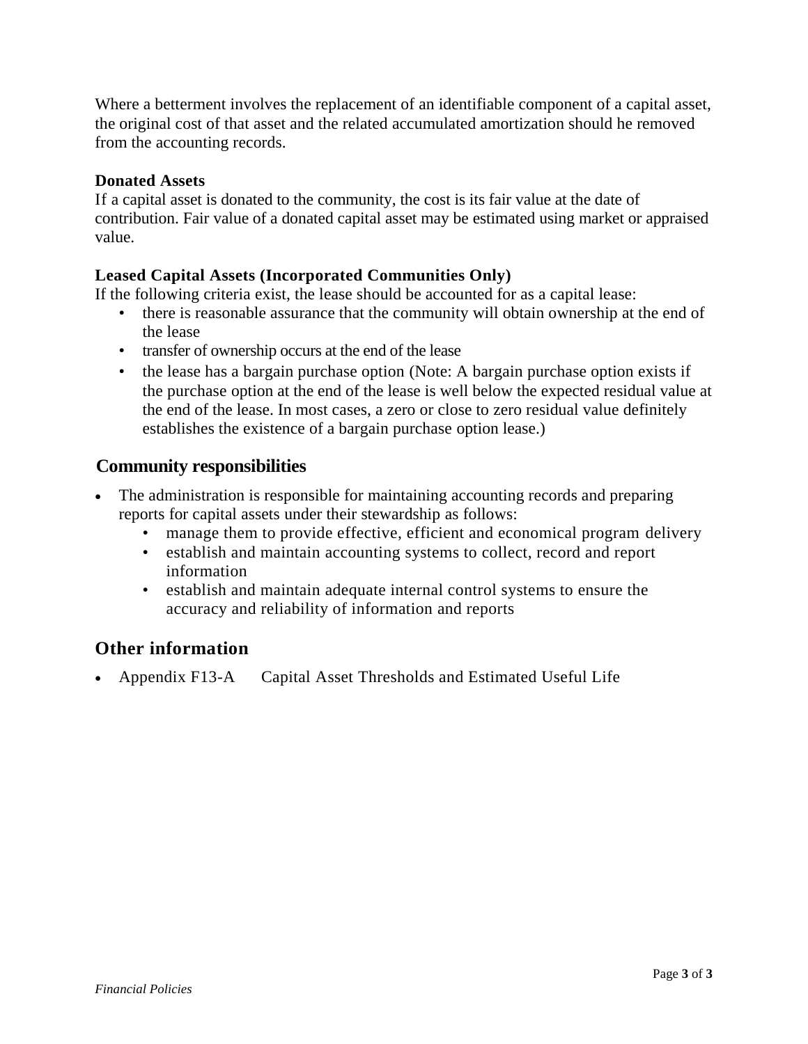Where a betterment involves the replacement of an identifiable component of a capital asset, the original cost of that asset and the related accumulated amortization should he removed from the accounting records.

**Donated Assets**

If a capital asset is donated to the community, the cost is its fair value at the date of contribution. Fair value of a donated capital asset may be estimated using market or appraised value.

**Leased Capital Assets (Incorporated Communities Only)**

If the following criteria exist, the lease should be accounted for as a capital lease:

- there is reasonable assurance that the community will obtain ownership at the end of the lease
- transfer of ownership occurs at the end of the lease
- the lease has a bargain purchase option (Note: A bargain purchase option exists if the purchase option at the end of the lease is well below the expected residual value at the end of the lease. In most cases, a zero or close to zero residual value definitely establishes the existence of a bargain purchase option lease.)

## Community responsibilities

- The administration is responsible for maintaining accounting records and preparing reports for capital assets under their stewardship as follows:
  - manage them to provide effective, efficient and economical program delivery
  - establish and maintain accounting systems to collect, record and report information
  - establish and maintain adequate internal control systems to ensure the accuracy and reliability of information and reports

## Other information

- Appendix F13-A Capital Asset Thresholds and Estimated Useful Life